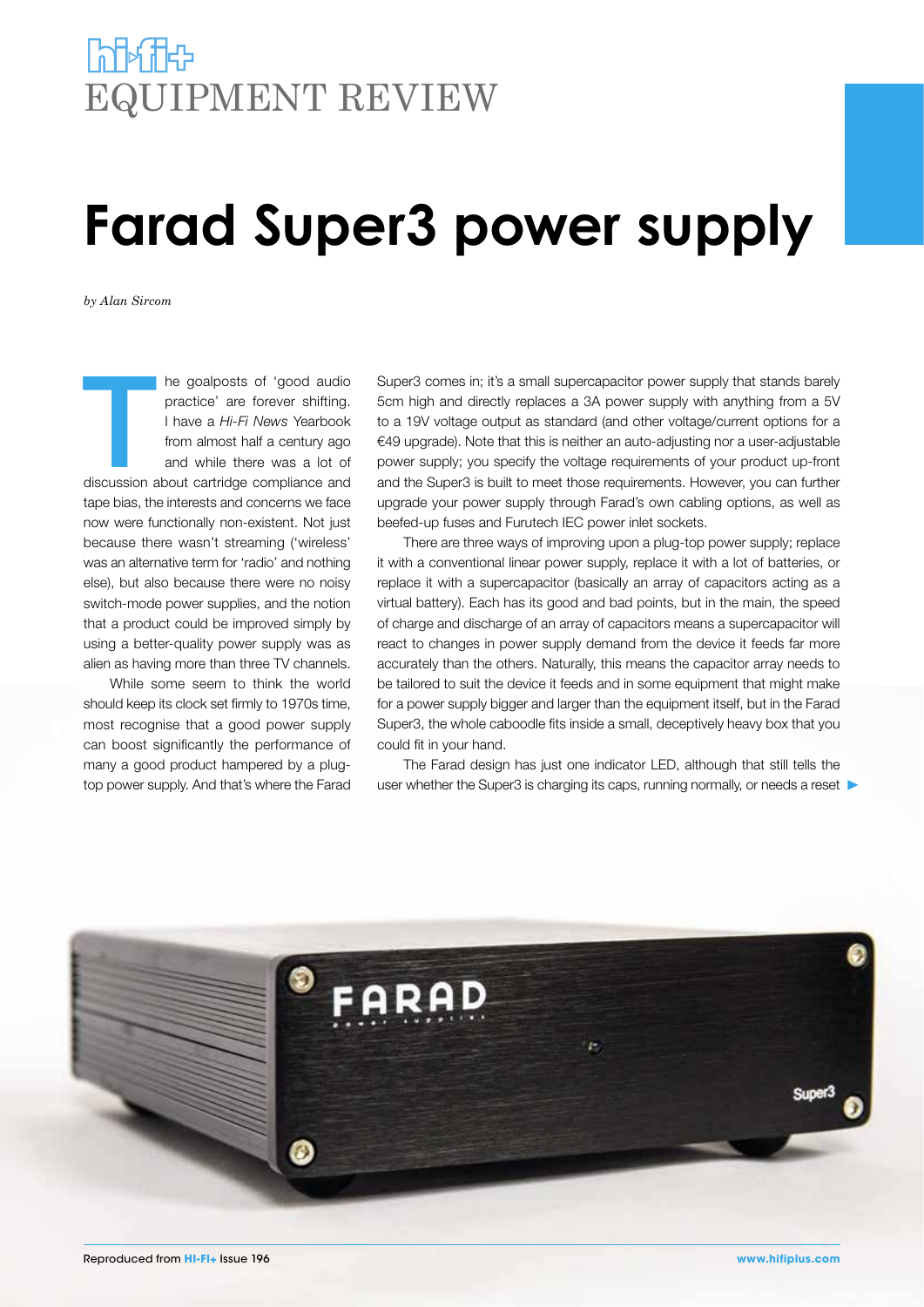# Farad Super3 power supply

*by Alan Sircom*

The goalposts of 'good audio practice' are forever shifting. I have a *Hi-Fi News* Yearbook from almost half a century ago and while there was a lot of discussion about cartridge compliance and tape bias, the interests and concerns we face now were functionally non-existent. Not just because there wasn't streaming ('wireless' was an alternative term for 'radio' and nothing else), but also because there were no noisy switch-mode power supplies, and the notion that a product could be improved simply by using a better-quality power supply was as alien as having more than three TV channels.

While some seem to think the world should keep its clock set firmly to 1970s time, most recognise that a good power supply can boost significantly the performance of many a good product hampered by a plug-top power supply. And that's where the Farad Super3 comes in; it's a small supercapacitor power supply that stands barely 5cm high and directly replaces a 3A power supply with anything from a 5V to a 19V voltage output as standard (and other voltage/current options for a €49 upgrade). Note that this is neither an auto-adjusting nor a user-adjustable power supply; you specify the voltage requirements of your product up-front and the Super3 is built to meet those requirements. However, you can further upgrade your power supply through Farad's own cabling options, as well as beefed-up fuses and Furutech IEC power inlet sockets.

There are three ways of improving upon a plug-top power supply; replace it with a conventional linear power supply, replace it with a lot of batteries, or replace it with a supercapacitor (basically an array of capacitors acting as a virtual battery). Each has its good and bad points, but in the main, the speed of charge and discharge of an array of capacitors means a supercapacitor will react to changes in power supply demand from the device it feeds far more accurately than the others. Naturally, this means the capacitor array needs to be tailored to suit the device it feeds and in some equipment that might make for a power supply bigger and larger than the equipment itself, but in the Farad Super3, the whole caboodle fits inside a small, deceptively heavy box that you could fit in your hand.

The Farad design has just one indicator LED, although that still tells the user whether the Super3 is charging its caps, running normally, or needs a reset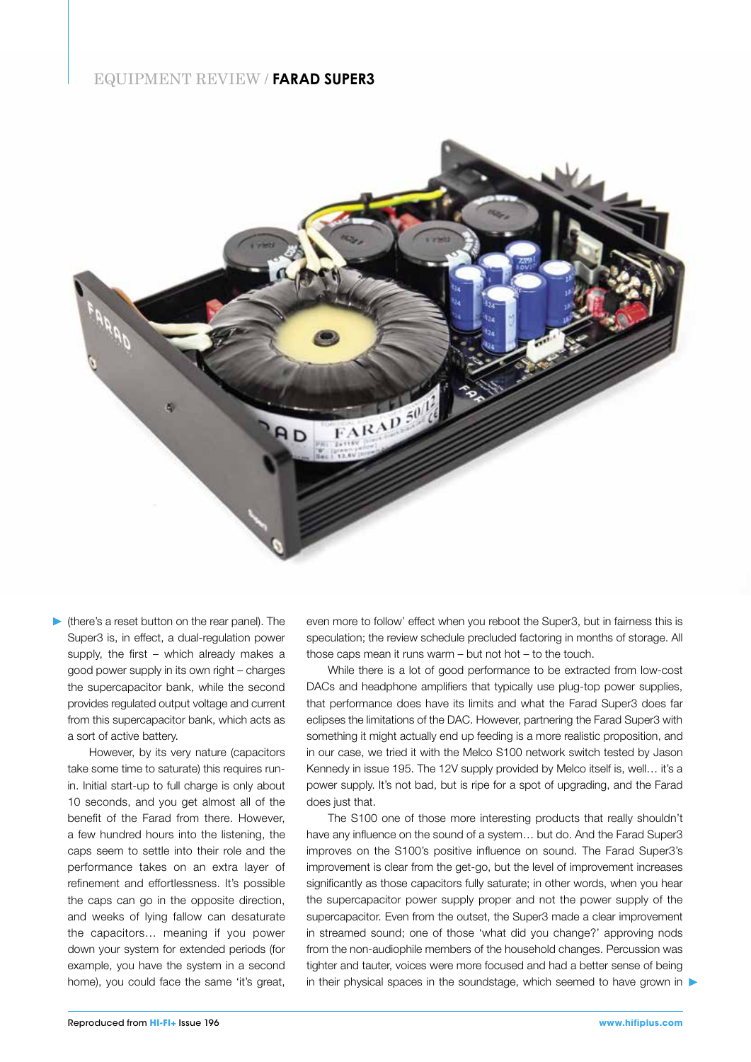(there's a reset button on the rear panel). The Super3 is, in effect, a dual-regulation power supply, the first – which already makes a good power supply in its own right – charges the supercapacitor bank, while the second provides regulated output voltage and current from this supercapacitor bank, which acts as a sort of active battery.

However, by its very nature (capacitors take some time to saturate) this requires run-in. Initial start-up to full charge is only about 10 seconds, and you get almost all of the benefit of the Farad from there. However, a few hundred hours into the listening, the caps seem to settle into their role and the performance takes on an extra layer of refinement and effortlessness. It's possible the caps can go in the opposite direction, and weeks of lying fallow can desaturate the capacitors… meaning if you power down your system for extended periods (for example, you have the system in a second home), you could face the same 'it's great, even more to follow' effect when you reboot the Super3, but in fairness this is speculation; the review schedule precluded factoring in months of storage. All those caps mean it runs warm – but not hot – to the touch.

While there is a lot of good performance to be extracted from low-cost DACs and headphone amplifiers that typically use plug-top power supplies, that performance does have its limits and what the Farad Super3 does far eclipses the limitations of the DAC. However, partnering the Farad Super3 with something it might actually end up feeding is a more realistic proposition, and in our case, we tried it with the Melco S100 network switch tested by Jason Kennedy in issue 195. The 12V supply provided by Melco itself is, well… it's a power supply. It's not bad, but is ripe for a spot of upgrading, and the Farad does just that.

The S100 one of those more interesting products that really shouldn't have any influence on the sound of a system… but do. And the Farad Super3 improves on the S100's positive influence on sound. The Farad Super3's improvement is clear from the get-go, but the level of improvement increases significantly as those capacitors fully saturate; in other words, when you hear the supercapacitor power supply proper and not the power supply of the supercapacitor. Even from the outset, the Super3 made a clear improvement in streamed sound; one of those 'what did you change?' approving nods from the non-audiophile members of the household changes. Percussion was tighter and tauter, voices were more focused and had a better sense of being in their physical spaces in the soundstage, which seemed to have grown in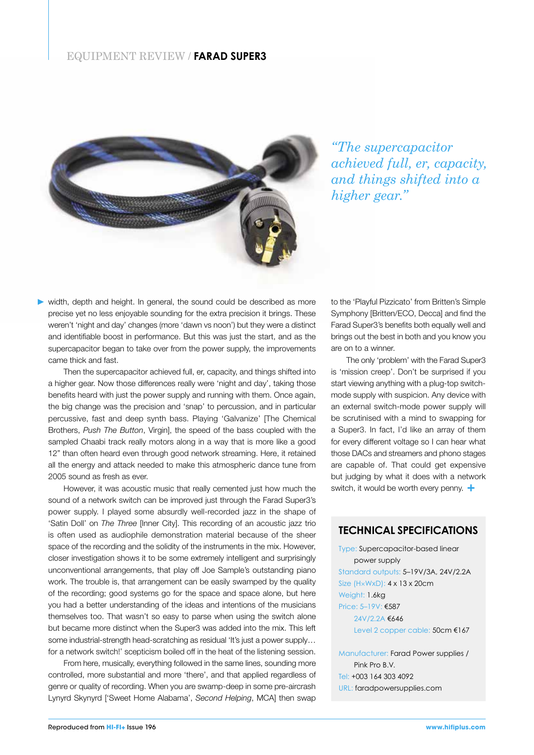*"The supercapacitor achieved full, er, capacity, and things shifted into a higher gear."*

width, depth and height. In general, the sound could be described as more precise yet no less enjoyable sounding for the extra precision it brings. These weren't 'night and day' changes (more 'dawn vs noon') but they were a distinct and identifiable boost in performance. But this was just the start, and as the supercapacitor began to take over from the power supply, the improvements came thick and fast.

Then the supercapacitor achieved full, er, capacity, and things shifted into a higher gear. Now those differences really were 'night and day', taking those benefits heard with just the power supply and running with them. Once again, the big change was the precision and 'snap' to percussion, and in particular percussive, fast and deep synth bass. Playing 'Galvanize' [The Chemical Brothers, *Push The Button*, Virgin], the speed of the bass coupled with the sampled Chaabi track really motors along in a way that is more like a good 12" than often heard even through good network streaming. Here, it retained all the energy and attack needed to make this atmospheric dance tune from 2005 sound as fresh as ever.

However, it was acoustic music that really cemented just how much the sound of a network switch can be improved just through the Farad Super3's power supply. I played some absurdly well-recorded jazz in the shape of 'Satin Doll' on *The Three* [Inner City]. This recording of an acoustic jazz trio is often used as audiophile demonstration material because of the sheer space of the recording and the solidity of the instruments in the mix. However, closer investigation shows it to be some extremely intelligent and surprisingly unconventional arrangements, that play off Joe Sample's outstanding piano work. The trouble is, that arrangement can be easily swamped by the quality of the recording; good systems go for the space and space alone, but here you had a better understanding of the ideas and intentions of the musicians themselves too. That wasn't so easy to parse when using the switch alone but became more distinct when the Super3 was added into the mix. This left some industrial-strength head-scratching as residual 'It's just a power supply… for a network switch!' scepticism boiled off in the heat of the listening session.

From here, musically, everything followed in the same lines, sounding more controlled, more substantial and more 'there', and that applied regardless of genre or quality of recording. When you are swamp-deep in some pre-aircrash Lynyrd Skynyrd ['Sweet Home Alabama', *Second Helping*, MCA] then swap to the 'Playful Pizzicato' from Britten's Simple Symphony [Britten/ECO, Decca] and find the Farad Super3's benefits both equally well and brings out the best in both and you know you are on to a winner.

The only 'problem' with the Farad Super3 is 'mission creep'. Don't be surprised if you start viewing anything with a plug-top switch-mode supply with suspicion. Any device with an external switch-mode power supply will be scrutinised with a mind to swapping for a Super3. In fact, I'd like an array of them for every different voltage so I can hear what those DACs and streamers and phono stages are capable of. That could get expensive but judging by what it does with a network switch, it would be worth every penny. +

## TECHNICAL SPECIFICATIONS

Type: Supercapacitor-based linear power supply

Standard outputs: 5–19V/3A, 24V/2.2A

Size (H×W×D): 4 x 13 x 20cm

Weight: 1.6kg

Price: 5–19V: €587
24V/2.2A €646
Level 2 copper cable: 50cm €167

Manufacturer: Farad Power supplies / Pink Pro B.V.

Tel: +003 164 303 4092

URL: faradpowersupplies.com